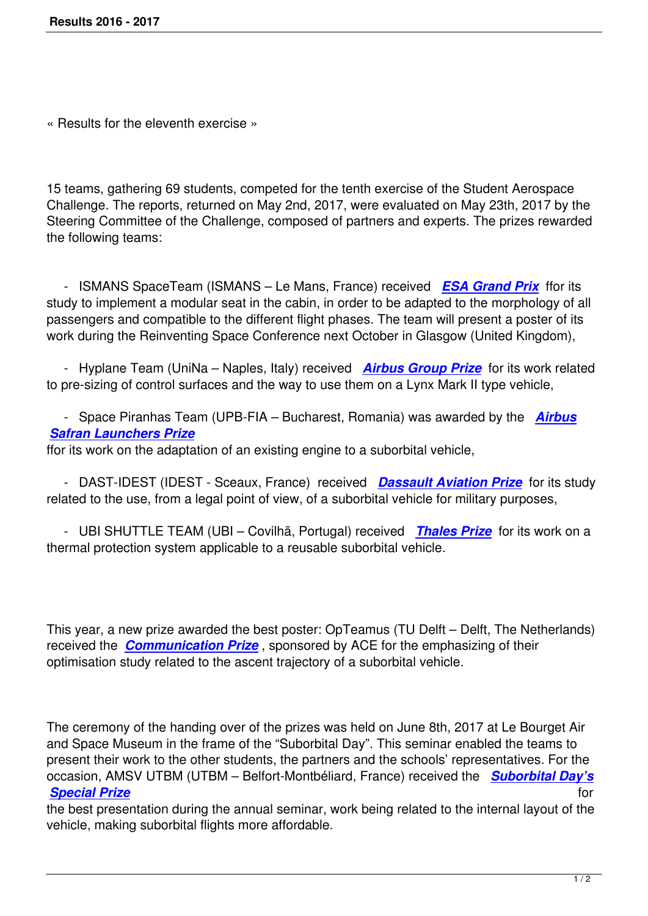« Results for the eleventh exercise »

15 teams, gathering 69 students, competed for the tenth exercise of the Student Aerospace Challenge. The reports, returned on May 2nd, 2017, were evaluated on May 23th, 2017 by the Steering Committee of the Challenge, composed of partners and experts. The prizes rewarded the following teams:

- ISMANS SpaceTeam (ISMANS – Le Mans, France) received ***ESA Grand Prix*** ffor its study to implement a modular seat in the cabin, in order to be adapted to the morphology of all passengers and compatible to the different flight phases. The team will present a poster of its work during the Reinventing Space Conference next October in Glasgow (United Kingdom),

- Hyplane Team (UniNa – Naples, Italy) received ***Airbus Group Prize*** for its work related to pre-sizing of control surfaces and the way to use them on a Lynx Mark II type vehicle,

- Space Piranhas Team (UPB-FIA – Bucharest, Romania) was awarded by the ***Airbus Safran Launchers Prize*** ffor its work on the adaptation of an existing engine to a suborbital vehicle,

- DAST-IDEST (IDEST - Sceaux, France) received ***Dassault Aviation Prize*** for its study related to the use, from a legal point of view, of a suborbital vehicle for military purposes,

- UBI SHUTTLE TEAM (UBI – Covilhã, Portugal) received ***Thales Prize*** for its work on a thermal protection system applicable to a reusable suborbital vehicle.

This year, a new prize awarded the best poster: OpTeamus (TU Delft – Delft, The Netherlands) received the ***Communication Prize***, sponsored by ACE for the emphasizing of their optimisation study related to the ascent trajectory of a suborbital vehicle.

The ceremony of the handing over of the prizes was held on June 8th, 2017 at Le Bourget Air and Space Museum in the frame of the "Suborbital Day". This seminar enabled the teams to present their work to the other students, the partners and the schools' representatives. For the occasion, AMSV UTBM (UTBM – Belfort-Montbéliard, France) received the ***Suborbital Day's Special Prize*** for the best presentation during the annual seminar, work being related to the internal layout of the vehicle, making suborbital flights more affordable.